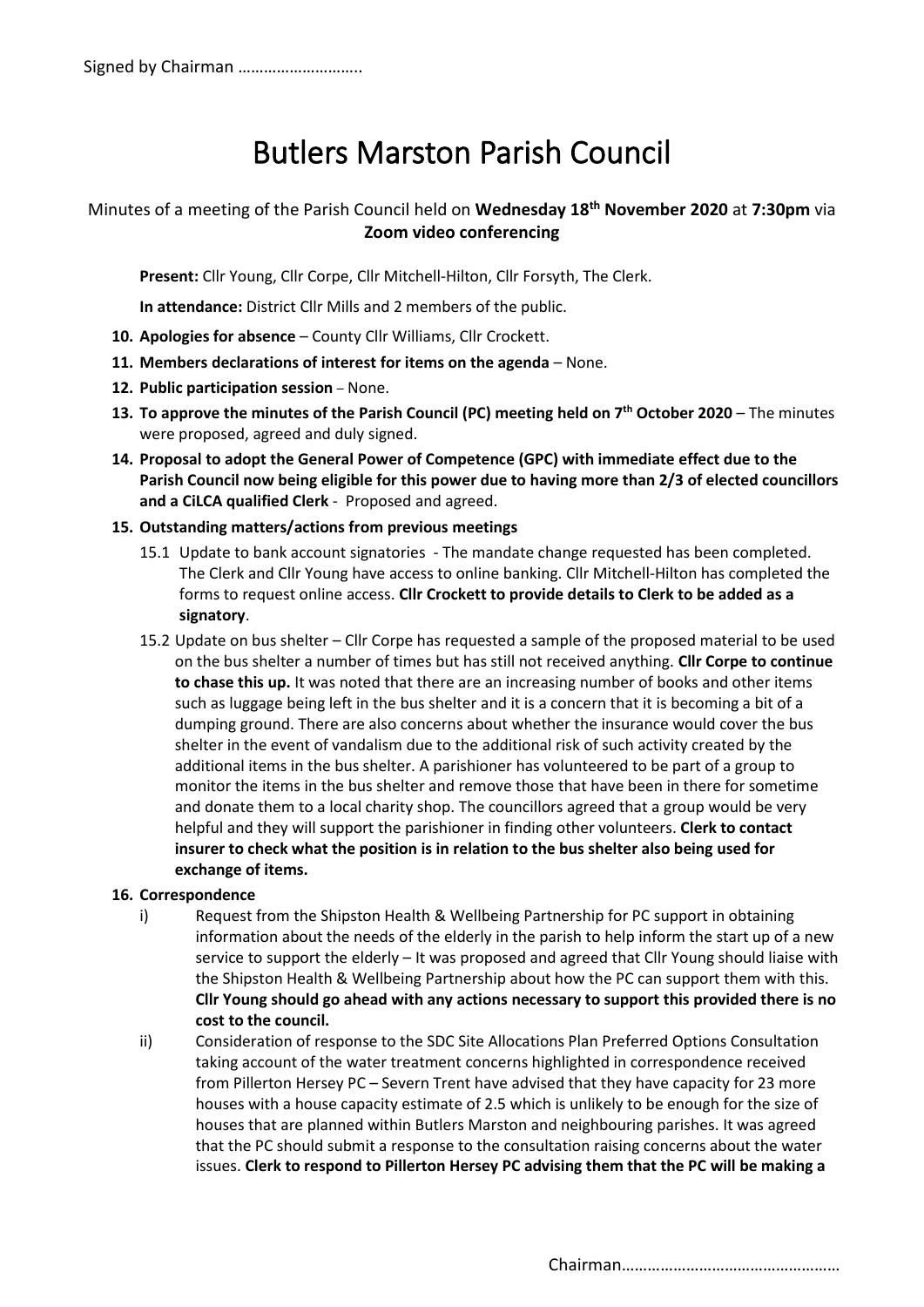Signed by Chairman ……………………….

# Butlers Marston Parish Council

Minutes of a meeting of the Parish Council held on **Wednesday 18th November 2020** at **7:30pm** via **Zoom video conferencing**

**Present:** Cllr Young, Cllr Corpe, Cllr Mitchell-Hilton, Cllr Forsyth, The Clerk.

**In attendance:** District Cllr Mills and 2 members of the public.

10. **Apologies for absence** – County Cllr Williams, Cllr Crockett.
11. **Members declarations of interest for items on the agenda** – None.
12. **Public participation session** – None.
13. **To approve the minutes of the Parish Council (PC) meeting held on 7th October 2020** – The minutes were proposed, agreed and duly signed.
14. **Proposal to adopt the General Power of Competence (GPC) with immediate effect due to the Parish Council now being eligible for this power due to having more than 2/3 of elected councillors and a CiLCA qualified Clerk** - Proposed and agreed.
15. **Outstanding matters/actions from previous meetings**
    15.1 Update to bank account signatories - The mandate change requested has been completed. The Clerk and Cllr Young have access to online banking. Cllr Mitchell-Hilton has completed the forms to request online access. **Cllr Crockett to provide details to Clerk to be added as a signatory**.
    15.2 Update on bus shelter – Cllr Corpe has requested a sample of the proposed material to be used on the bus shelter a number of times but has still not received anything. **Cllr Corpe to continue to chase this up.** It was noted that there are an increasing number of books and other items such as luggage being left in the bus shelter and it is a concern that it is becoming a bit of a dumping ground. There are also concerns about whether the insurance would cover the bus shelter in the event of vandalism due to the additional risk of such activity created by the additional items in the bus shelter. A parishioner has volunteered to be part of a group to monitor the items in the bus shelter and remove those that have been in there for sometime and donate them to a local charity shop. The councillors agreed that a group would be very helpful and they will support the parishioner in finding other volunteers. **Clerk to contact insurer to check what the position is in relation to the bus shelter also being used for exchange of items.**
16. **Correspondence**
    i) Request from the Shipston Health & Wellbeing Partnership for PC support in obtaining information about the needs of the elderly in the parish to help inform the start up of a new service to support the elderly – It was proposed and agreed that Cllr Young should liaise with the Shipston Health & Wellbeing Partnership about how the PC can support them with this. **Cllr Young should go ahead with any actions necessary to support this provided there is no cost to the council.**
    ii) Consideration of response to the SDC Site Allocations Plan Preferred Options Consultation taking account of the water treatment concerns highlighted in correspondence received from Pillerton Hersey PC – Severn Trent have advised that they have capacity for 23 more houses with a house capacity estimate of 2.5 which is unlikely to be enough for the size of houses that are planned within Butlers Marston and neighbouring parishes. It was agreed that the PC should submit a response to the consultation raising concerns about the water issues. **Clerk to respond to Pillerton Hersey PC advising them that the PC will be making a**

Chairman……………………………………………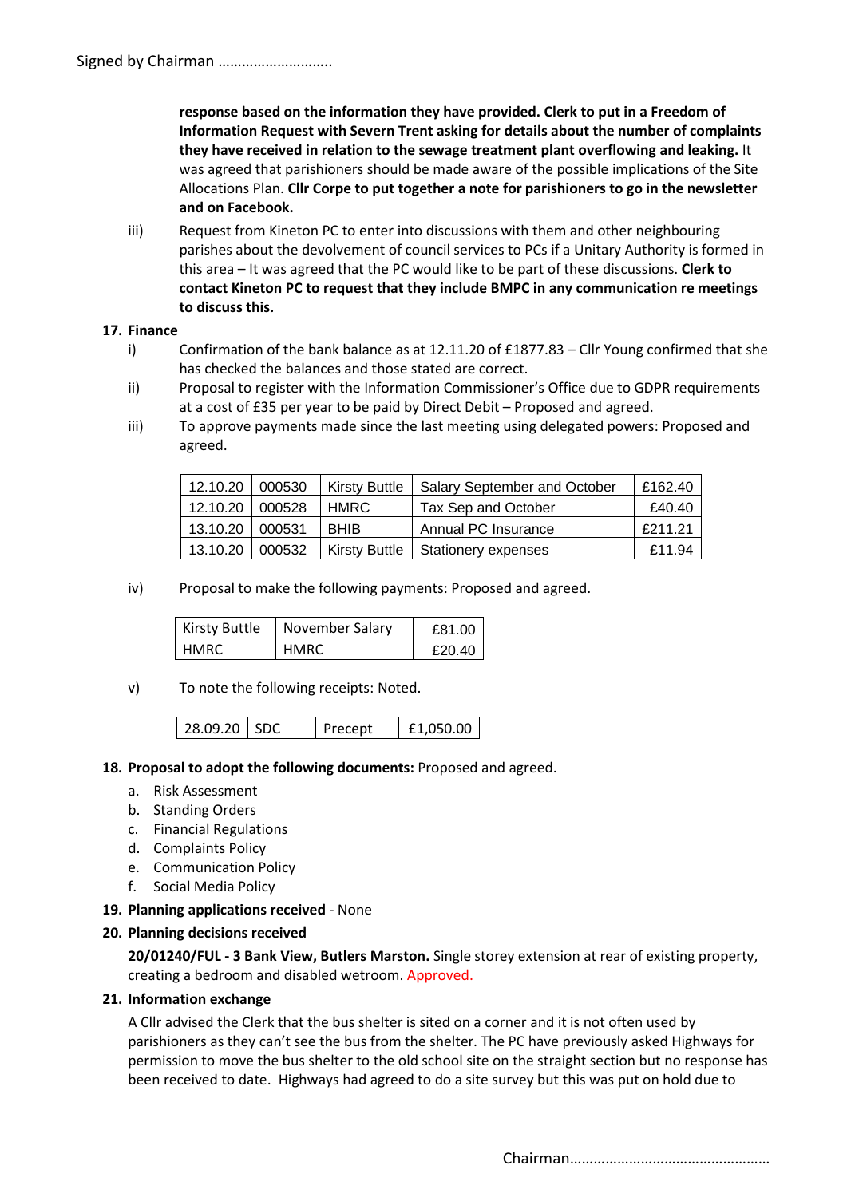**response based on the information they have provided. Clerk to put in a Freedom of Information Request with Severn Trent asking for details about the number of complaints they have received in relation to the sewage treatment plant overflowing and leaking.** It was agreed that parishioners should be made aware of the possible implications of the Site Allocations Plan. **Cllr Corpe to put together a note for parishioners to go in the newsletter and on Facebook.**

iii) Request from Kineton PC to enter into discussions with them and other neighbouring parishes about the devolvement of council services to PCs if a Unitary Authority is formed in this area – It was agreed that the PC would like to be part of these discussions. **Clerk to contact Kineton PC to request that they include BMPC in any communication re meetings to discuss this.**

**17. Finance**

i) Confirmation of the bank balance as at 12.11.20 of £1877.83 – Cllr Young confirmed that she has checked the balances and those stated are correct.

ii) Proposal to register with the Information Commissioner's Office due to GDPR requirements at a cost of £35 per year to be paid by Direct Debit – Proposed and agreed.

iii) To approve payments made since the last meeting using delegated powers: Proposed and agreed.

| | | | | |
|---|---|---|---|---|
| 12.10.20 | 000530 | Kirsty Buttle | Salary September and October | £162.40 |
| 12.10.20 | 000528 | HMRC | Tax Sep and October | £40.40 |
| 13.10.20 | 000531 | BHIB | Annual PC Insurance | £211.21 |
| 13.10.20 | 000532 | Kirsty Buttle | Stationery expenses | £11.94 |

iv) Proposal to make the following payments: Proposed and agreed.

| | | |
|---|---|---|
| Kirsty Buttle | November Salary | £81.00 |
| HMRC | HMRC | £20.40 |

v) To note the following receipts: Noted.

| | | | |
|---|---|---|---|
| 28.09.20 | SDC | Precept | £1,050.00 |

**18. Proposal to adopt the following documents:** Proposed and agreed.

a. Risk Assessment
b. Standing Orders
c. Financial Regulations
d. Complaints Policy
e. Communication Policy
f. Social Media Policy

**19. Planning applications received** - None

**20. Planning decisions received**

**20/01240/FUL - 3 Bank View, Butlers Marston.** Single storey extension at rear of existing property, creating a bedroom and disabled wetroom. Approved.

**21. Information exchange**

A Cllr advised the Clerk that the bus shelter is sited on a corner and it is not often used by parishioners as they can't see the bus from the shelter. The PC have previously asked Highways for permission to move the bus shelter to the old school site on the straight section but no response has been received to date. Highways had agreed to do a site survey but this was put on hold due to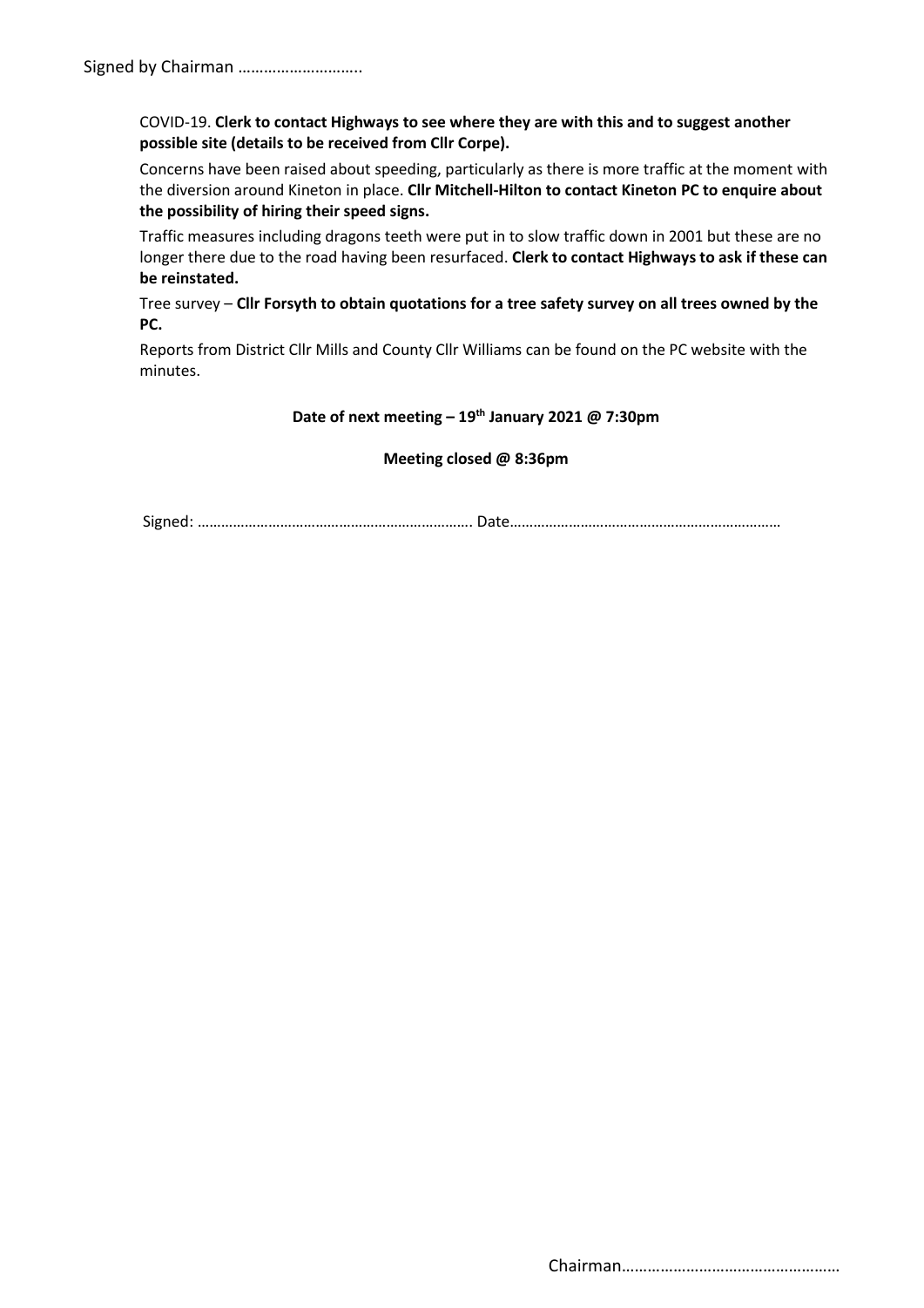COVID-19. **Clerk to contact Highways to see where they are with this and to suggest another possible site (details to be received from Cllr Corpe).**

Concerns have been raised about speeding, particularly as there is more traffic at the moment with the diversion around Kineton in place. **Cllr Mitchell-Hilton to contact Kineton PC to enquire about the possibility of hiring their speed signs.**

Traffic measures including dragons teeth were put in to slow traffic down in 2001 but these are no longer there due to the road having been resurfaced. **Clerk to contact Highways to ask if these can be reinstated.**

Tree survey – **Cllr Forsyth to obtain quotations for a tree safety survey on all trees owned by the PC.**

Reports from District Cllr Mills and County Cllr Williams can be found on the PC website with the minutes.

**Date of next meeting – 19th January 2021 @ 7:30pm**

**Meeting closed @ 8:36pm**

Signed: ……………………………………………………………. Date……………………………………………………………